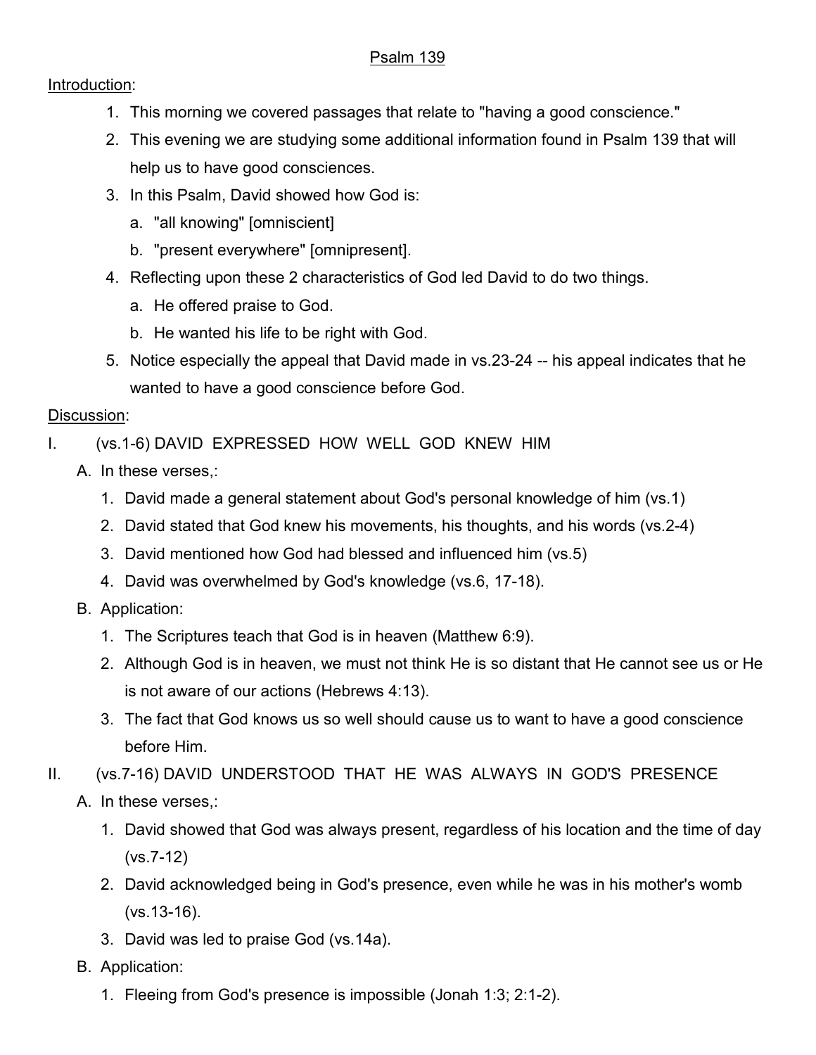# Psalm 139

Introduction:

1. This morning we covered passages that relate to "having a good conscience."
2. This evening we are studying some additional information found in Psalm 139 that will help us to have good consciences.
3. In this Psalm, David showed how God is:
   a. "all knowing" [omniscient]
   b. "present everywhere" [omnipresent].
4. Reflecting upon these 2 characteristics of God led David to do two things.
   a. He offered praise to God.
   b. He wanted his life to be right with God.
5. Notice especially the appeal that David made in vs.23-24 -- his appeal indicates that he wanted to have a good conscience before God.

Discussion:

I. (vs.1-6) DAVID EXPRESSED HOW WELL GOD KNEW HIM

A. In these verses,:
   1. David made a general statement about God's personal knowledge of him (vs.1)
   2. David stated that God knew his movements, his thoughts, and his words (vs.2-4)
   3. David mentioned how God had blessed and influenced him (vs.5)
   4. David was overwhelmed by God's knowledge (vs.6, 17-18).

B. Application:
   1. The Scriptures teach that God is in heaven (Matthew 6:9).
   2. Although God is in heaven, we must not think He is so distant that He cannot see us or He is not aware of our actions (Hebrews 4:13).
   3. The fact that God knows us so well should cause us to want to have a good conscience before Him.

II. (vs.7-16) DAVID UNDERSTOOD THAT HE WAS ALWAYS IN GOD'S PRESENCE

A. In these verses,:
   1. David showed that God was always present, regardless of his location and the time of day (vs.7-12)
   2. David acknowledged being in God's presence, even while he was in his mother's womb (vs.13-16).
   3. David was led to praise God (vs.14a).

B. Application:
   1. Fleeing from God's presence is impossible (Jonah 1:3; 2:1-2).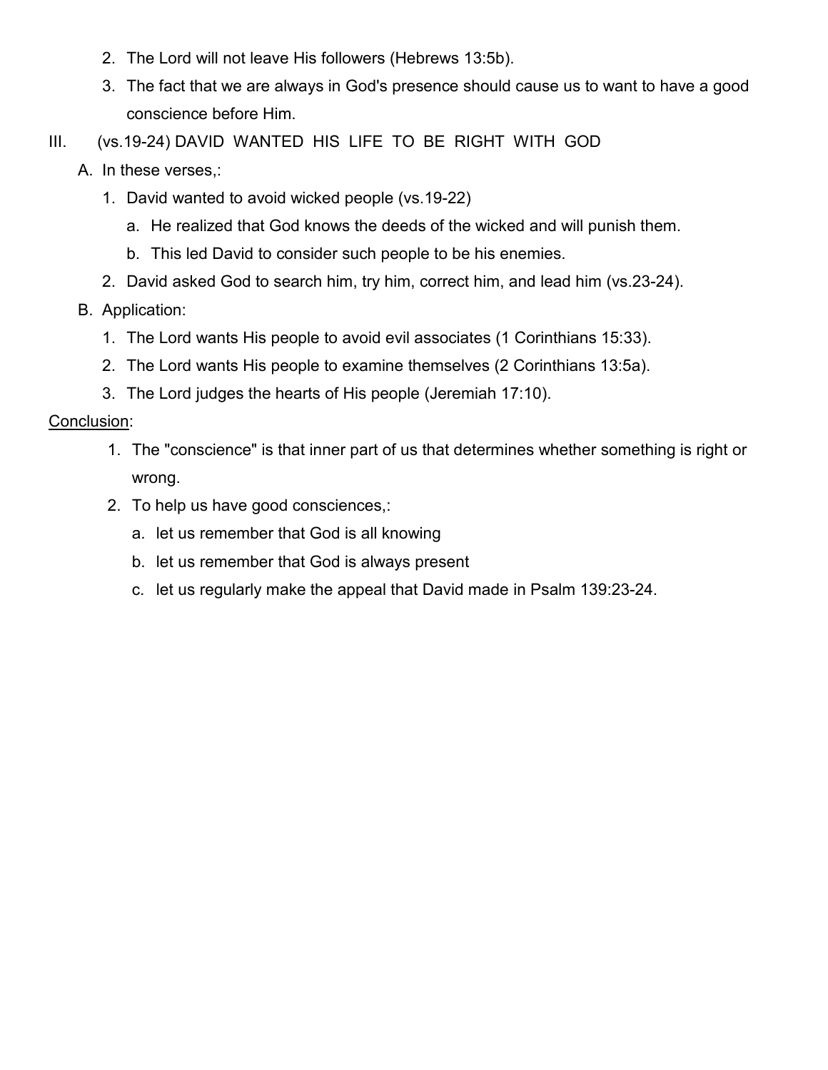2. The Lord will not leave His followers (Hebrews 13:5b).
3. The fact that we are always in God's presence should cause us to want to have a good conscience before Him.

III. (vs.19-24) DAVID WANTED HIS LIFE TO BE RIGHT WITH GOD

A. In these verses,:
   1. David wanted to avoid wicked people (vs.19-22)
      a. He realized that God knows the deeds of the wicked and will punish them.
      b. This led David to consider such people to be his enemies.
   2. David asked God to search him, try him, correct him, and lead him (vs.23-24).

B. Application:
   1. The Lord wants His people to avoid evil associates (1 Corinthians 15:33).
   2. The Lord wants His people to examine themselves (2 Corinthians 13:5a).
   3. The Lord judges the hearts of His people (Jeremiah 17:10).

<u>Conclusion</u>:

1. The "conscience" is that inner part of us that determines whether something is right or wrong.
2. To help us have good consciences,:
   a. let us remember that God is all knowing
   b. let us remember that God is always present
   c. let us regularly make the appeal that David made in Psalm 139:23-24.